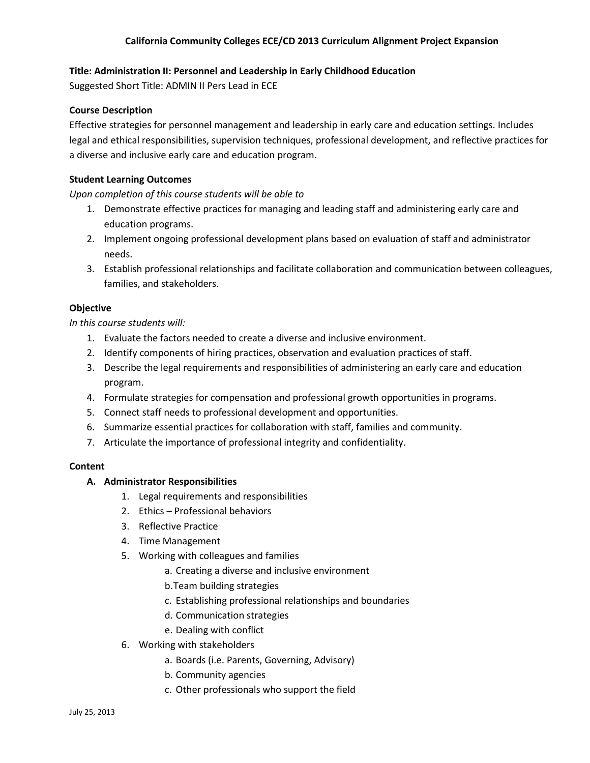# California Community Colleges ECE/CD 2013 Curriculum Alignment Project Expansion

**Title: Administration II: Personnel and Leadership in Early Childhood Education**
Suggested Short Title: ADMIN II Pers Lead in ECE

## Course Description

Effective strategies for personnel management and leadership in early care and education settings. Includes legal and ethical responsibilities, supervision techniques, professional development, and reflective practices for a diverse and inclusive early care and education program.

## Student Learning Outcomes

*Upon completion of this course students will be able to*

1. Demonstrate effective practices for managing and leading staff and administering early care and education programs.
2. Implement ongoing professional development plans based on evaluation of staff and administrator needs.
3. Establish professional relationships and facilitate collaboration and communication between colleagues, families, and stakeholders.

## Objective

*In this course students will:*

1. Evaluate the factors needed to create a diverse and inclusive environment.
2. Identify components of hiring practices, observation and evaluation practices of staff.
3. Describe the legal requirements and responsibilities of administering an early care and education program.
4. Formulate strategies for compensation and professional growth opportunities in programs.
5. Connect staff needs to professional development and opportunities.
6. Summarize essential practices for collaboration with staff, families and community.
7. Articulate the importance of professional integrity and confidentiality.

## Content

**A. Administrator Responsibilities**

1. Legal requirements and responsibilities
2. Ethics – Professional behaviors
3. Reflective Practice
4. Time Management
5. Working with colleagues and families
    - a. Creating a diverse and inclusive environment
    - b. Team building strategies
    - c. Establishing professional relationships and boundaries
    - d. Communication strategies
    - e. Dealing with conflict
6. Working with stakeholders
    - a. Boards (i.e. Parents, Governing, Advisory)
    - b. Community agencies
    - c. Other professionals who support the field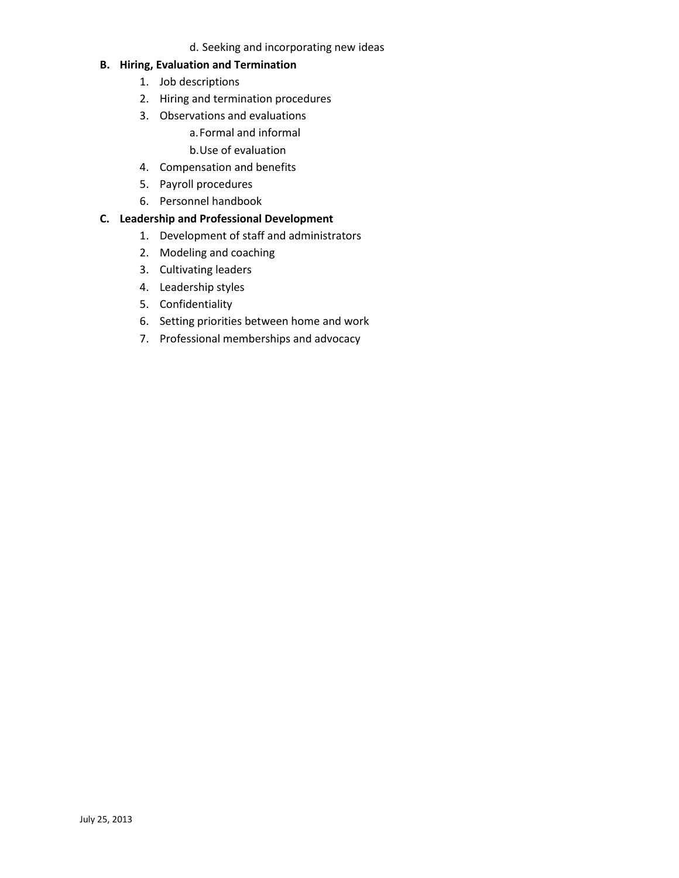d. Seeking and incorporating new ideas

**B. Hiring, Evaluation and Termination**

1. Job descriptions
2. Hiring and termination procedures
3. Observations and evaluations
   a. Formal and informal
   b. Use of evaluation
4. Compensation and benefits
5. Payroll procedures
6. Personnel handbook

**C. Leadership and Professional Development**

1. Development of staff and administrators
2. Modeling and coaching
3. Cultivating leaders
4. Leadership styles
5. Confidentiality
6. Setting priorities between home and work
7. Professional memberships and advocacy

July 25, 2013